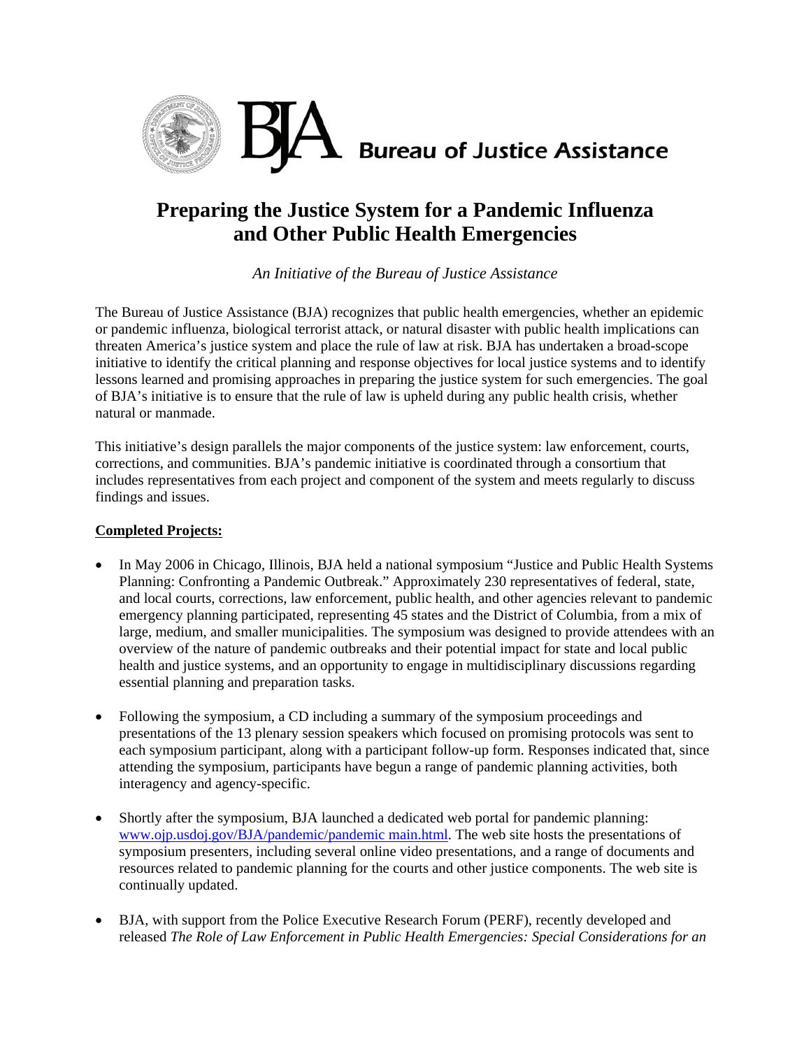BJA Bureau of Justice Assistance

# Preparing the Justice System for a Pandemic Influenza and Other Public Health Emergencies

*An Initiative of the Bureau of Justice Assistance*

The Bureau of Justice Assistance (BJA) recognizes that public health emergencies, whether an epidemic or pandemic influenza, biological terrorist attack, or natural disaster with public health implications can threaten America's justice system and place the rule of law at risk. BJA has undertaken a broad-scope initiative to identify the critical planning and response objectives for local justice systems and to identify lessons learned and promising approaches in preparing the justice system for such emergencies. The goal of BJA's initiative is to ensure that the rule of law is upheld during any public health crisis, whether natural or manmade.

This initiative's design parallels the major components of the justice system: law enforcement, courts, corrections, and communities. BJA's pandemic initiative is coordinated through a consortium that includes representatives from each project and component of the system and meets regularly to discuss findings and issues.

**Completed Projects:**

- In May 2006 in Chicago, Illinois, BJA held a national symposium "Justice and Public Health Systems Planning: Confronting a Pandemic Outbreak." Approximately 230 representatives of federal, state, and local courts, corrections, law enforcement, public health, and other agencies relevant to pandemic emergency planning participated, representing 45 states and the District of Columbia, from a mix of large, medium, and smaller municipalities. The symposium was designed to provide attendees with an overview of the nature of pandemic outbreaks and their potential impact for state and local public health and justice systems, and an opportunity to engage in multidisciplinary discussions regarding essential planning and preparation tasks.

- Following the symposium, a CD including a summary of the symposium proceedings and presentations of the 13 plenary session speakers which focused on promising protocols was sent to each symposium participant, along with a participant follow-up form. Responses indicated that, since attending the symposium, participants have begun a range of pandemic planning activities, both interagency and agency-specific.

- Shortly after the symposium, BJA launched a dedicated web portal for pandemic planning: www.ojp.usdoj.gov/BJA/pandemic/pandemic main.html. The web site hosts the presentations of symposium presenters, including several online video presentations, and a range of documents and resources related to pandemic planning for the courts and other justice components. The web site is continually updated.

- BJA, with support from the Police Executive Research Forum (PERF), recently developed and released *The Role of Law Enforcement in Public Health Emergencies: Special Considerations for an*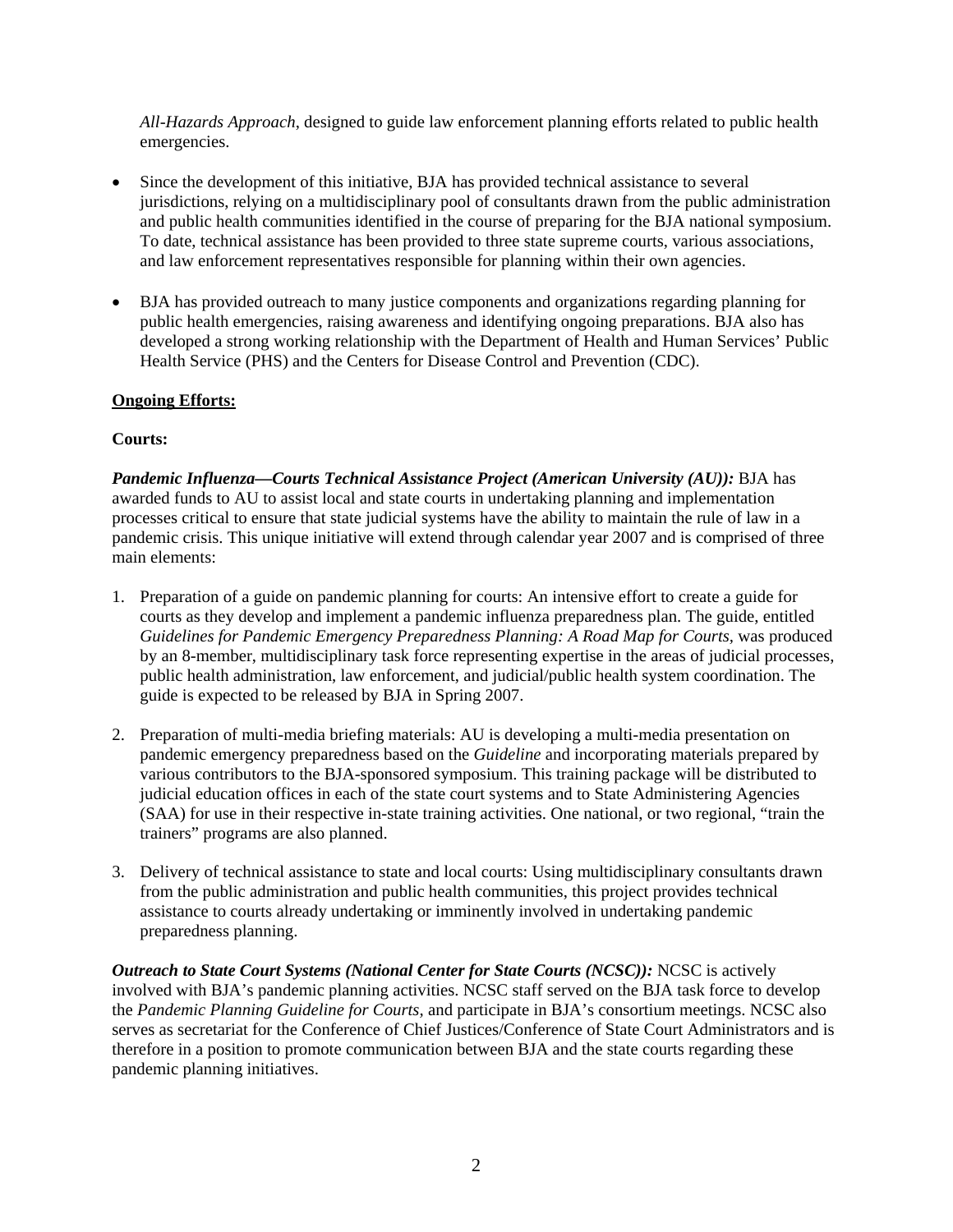*All-Hazards Approach*, designed to guide law enforcement planning efforts related to public health emergencies.

- Since the development of this initiative, BJA has provided technical assistance to several jurisdictions, relying on a multidisciplinary pool of consultants drawn from the public administration and public health communities identified in the course of preparing for the BJA national symposium. To date, technical assistance has been provided to three state supreme courts, various associations, and law enforcement representatives responsible for planning within their own agencies.

- BJA has provided outreach to many justice components and organizations regarding planning for public health emergencies, raising awareness and identifying ongoing preparations. BJA also has developed a strong working relationship with the Department of Health and Human Services' Public Health Service (PHS) and the Centers for Disease Control and Prevention (CDC).

**Ongoing Efforts:**

**Courts:**

***Pandemic Influenza—Courts Technical Assistance Project (American University (AU)):*** BJA has awarded funds to AU to assist local and state courts in undertaking planning and implementation processes critical to ensure that state judicial systems have the ability to maintain the rule of law in a pandemic crisis. This unique initiative will extend through calendar year 2007 and is comprised of three main elements:

1. Preparation of a guide on pandemic planning for courts: An intensive effort to create a guide for courts as they develop and implement a pandemic influenza preparedness plan. The guide, entitled *Guidelines for Pandemic Emergency Preparedness Planning: A Road Map for Courts*, was produced by an 8-member, multidisciplinary task force representing expertise in the areas of judicial processes, public health administration, law enforcement, and judicial/public health system coordination. The guide is expected to be released by BJA in Spring 2007.

2. Preparation of multi-media briefing materials: AU is developing a multi-media presentation on pandemic emergency preparedness based on the *Guideline* and incorporating materials prepared by various contributors to the BJA-sponsored symposium. This training package will be distributed to judicial education offices in each of the state court systems and to State Administering Agencies (SAA) for use in their respective in-state training activities. One national, or two regional, "train the trainers" programs are also planned.

3. Delivery of technical assistance to state and local courts: Using multidisciplinary consultants drawn from the public administration and public health communities, this project provides technical assistance to courts already undertaking or imminently involved in undertaking pandemic preparedness planning.

***Outreach to State Court Systems (National Center for State Courts (NCSC)):*** NCSC is actively involved with BJA's pandemic planning activities. NCSC staff served on the BJA task force to develop the *Pandemic Planning Guideline for Courts*, and participate in BJA's consortium meetings. NCSC also serves as secretariat for the Conference of Chief Justices/Conference of State Court Administrators and is therefore in a position to promote communication between BJA and the state courts regarding these pandemic planning initiatives.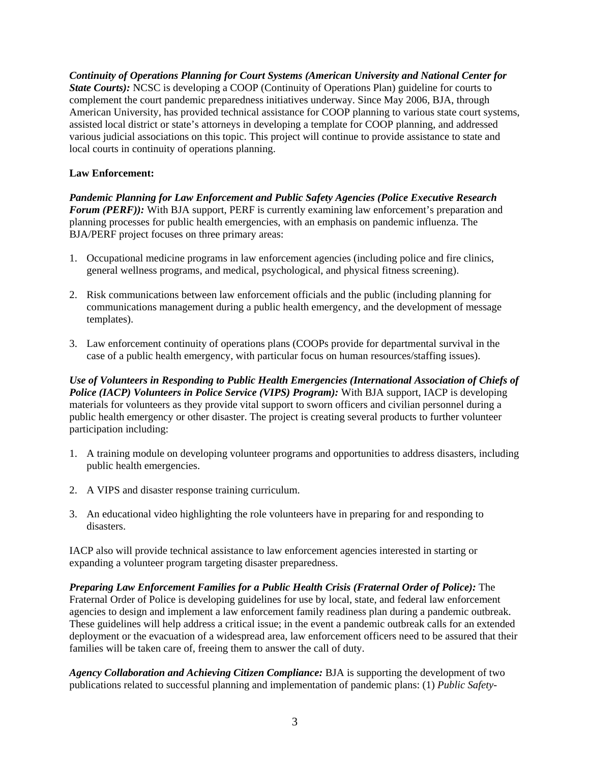***Continuity of Operations Planning for Court Systems (American University and National Center for State Courts):*** NCSC is developing a COOP (Continuity of Operations Plan) guideline for courts to complement the court pandemic preparedness initiatives underway. Since May 2006, BJA, through American University, has provided technical assistance for COOP planning to various state court systems, assisted local district or state's attorneys in developing a template for COOP planning, and addressed various judicial associations on this topic. This project will continue to provide assistance to state and local courts in continuity of operations planning.

**Law Enforcement:**

***Pandemic Planning for Law Enforcement and Public Safety Agencies (Police Executive Research Forum (PERF)):*** With BJA support, PERF is currently examining law enforcement's preparation and planning processes for public health emergencies, with an emphasis on pandemic influenza. The BJA/PERF project focuses on three primary areas:

1. Occupational medicine programs in law enforcement agencies (including police and fire clinics, general wellness programs, and medical, psychological, and physical fitness screening).

2. Risk communications between law enforcement officials and the public (including planning for communications management during a public health emergency, and the development of message templates).

3. Law enforcement continuity of operations plans (COOPs provide for departmental survival in the case of a public health emergency, with particular focus on human resources/staffing issues).

***Use of Volunteers in Responding to Public Health Emergencies (International Association of Chiefs of Police (IACP) Volunteers in Police Service (VIPS) Program):*** With BJA support, IACP is developing materials for volunteers as they provide vital support to sworn officers and civilian personnel during a public health emergency or other disaster. The project is creating several products to further volunteer participation including:

1. A training module on developing volunteer programs and opportunities to address disasters, including public health emergencies.

2. A VIPS and disaster response training curriculum.

3. An educational video highlighting the role volunteers have in preparing for and responding to disasters.

IACP also will provide technical assistance to law enforcement agencies interested in starting or expanding a volunteer program targeting disaster preparedness.

***Preparing Law Enforcement Families for a Public Health Crisis (Fraternal Order of Police):*** The Fraternal Order of Police is developing guidelines for use by local, state, and federal law enforcement agencies to design and implement a law enforcement family readiness plan during a pandemic outbreak. These guidelines will help address a critical issue; in the event a pandemic outbreak calls for an extended deployment or the evacuation of a widespread area, law enforcement officers need to be assured that their families will be taken care of, freeing them to answer the call of duty.

***Agency Collaboration and Achieving Citizen Compliance:*** BJA is supporting the development of two publications related to successful planning and implementation of pandemic plans: (1) *Public Safety-*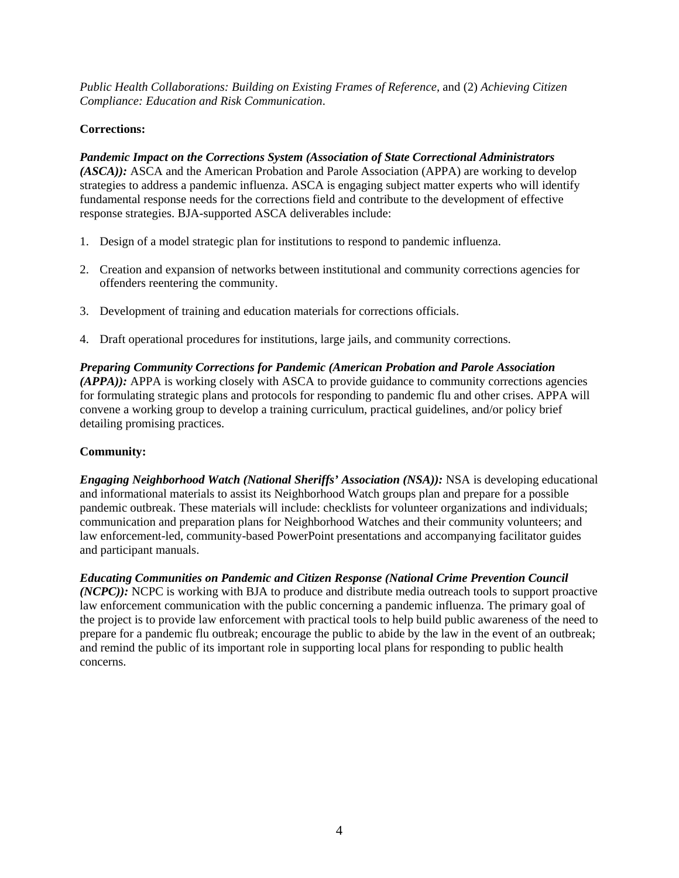*Public Health Collaborations: Building on Existing Frames of Reference,* and (2) *Achieving Citizen Compliance: Education and Risk Communication*.

**Corrections:**

***Pandemic Impact on the Corrections System (Association of State Correctional Administrators (ASCA)):*** ASCA and the American Probation and Parole Association (APPA) are working to develop strategies to address a pandemic influenza. ASCA is engaging subject matter experts who will identify fundamental response needs for the corrections field and contribute to the development of effective response strategies. BJA-supported ASCA deliverables include:

1. Design of a model strategic plan for institutions to respond to pandemic influenza.

2. Creation and expansion of networks between institutional and community corrections agencies for offenders reentering the community.

3. Development of training and education materials for corrections officials.

4. Draft operational procedures for institutions, large jails, and community corrections.

***Preparing Community Corrections for Pandemic (American Probation and Parole Association (APPA)):*** APPA is working closely with ASCA to provide guidance to community corrections agencies for formulating strategic plans and protocols for responding to pandemic flu and other crises. APPA will convene a working group to develop a training curriculum, practical guidelines, and/or policy brief detailing promising practices.

**Community:**

***Engaging Neighborhood Watch (National Sheriffs' Association (NSA)):*** NSA is developing educational and informational materials to assist its Neighborhood Watch groups plan and prepare for a possible pandemic outbreak. These materials will include: checklists for volunteer organizations and individuals; communication and preparation plans for Neighborhood Watches and their community volunteers; and law enforcement-led, community-based PowerPoint presentations and accompanying facilitator guides and participant manuals.

***Educating Communities on Pandemic and Citizen Response (National Crime Prevention Council (NCPC)):*** NCPC is working with BJA to produce and distribute media outreach tools to support proactive law enforcement communication with the public concerning a pandemic influenza. The primary goal of the project is to provide law enforcement with practical tools to help build public awareness of the need to prepare for a pandemic flu outbreak; encourage the public to abide by the law in the event of an outbreak; and remind the public of its important role in supporting local plans for responding to public health concerns.